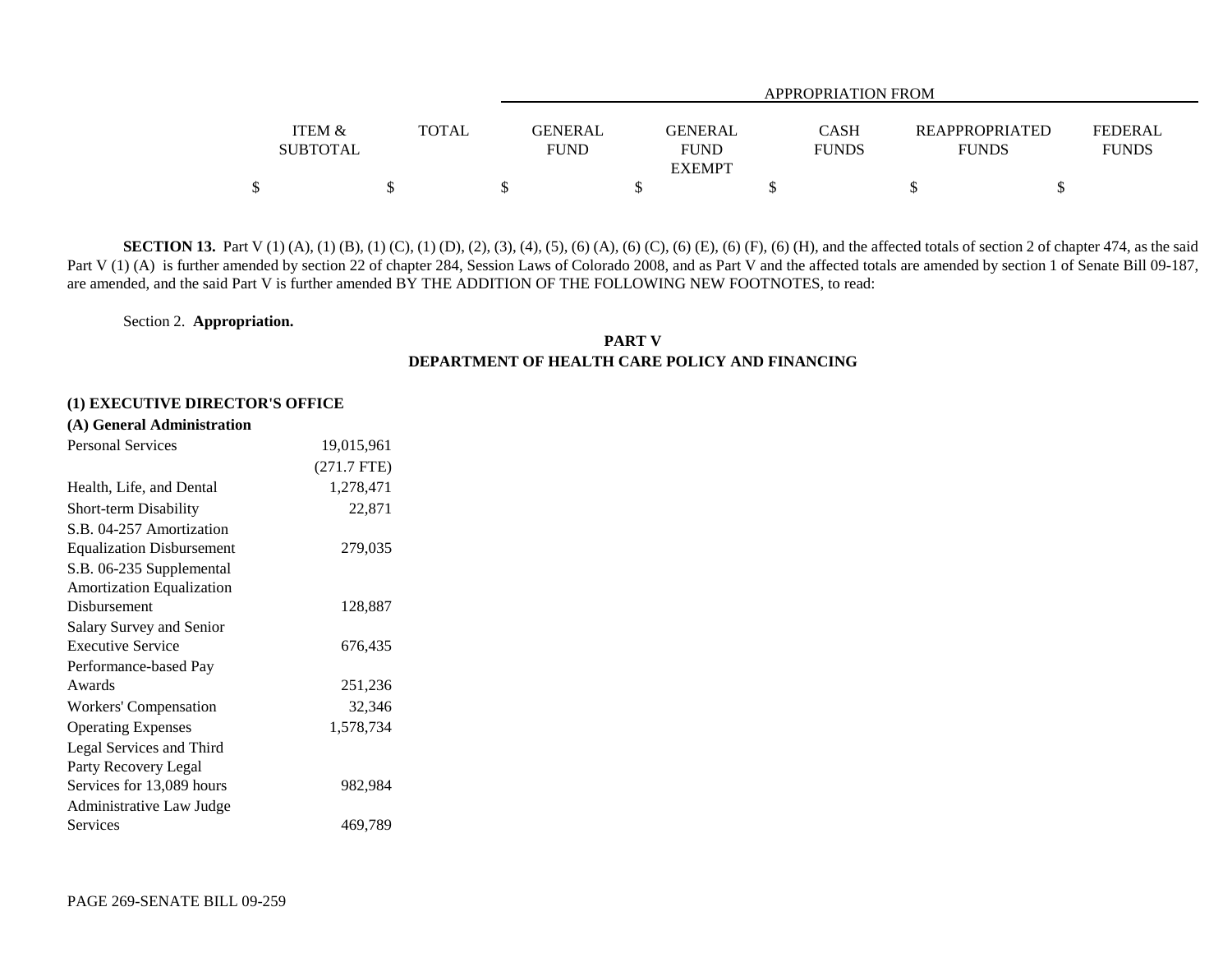| | ITEM & SUBTOTAL | TOTAL | APPROPRIATION FROM GENERAL FUND | GENERAL FUND EXEMPT | CASH FUNDS | REAPPROPRIATED FUNDS | FEDERAL FUNDS |
|---|---|---|---|---|---|---|---|
| | $ | $ | $ | $ | $ | $ | $ |

**SECTION 13.** Part V (1) (A), (1) (B), (1) (C), (1) (D), (2), (3), (4), (5), (6) (A), (6) (C), (6) (E), (6) (F), (6) (H), and the affected totals of section 2 of chapter 474, as the said Part V (1) (A) is further amended by section 22 of chapter 284, Session Laws of Colorado 2008, and as Part V and the affected totals are amended by section 1 of Senate Bill 09-187, are amended, and the said Part V is further amended BY THE ADDITION OF THE FOLLOWING NEW FOOTNOTES, to read:

Section 2. **Appropriation.**

**PART V**
**DEPARTMENT OF HEALTH CARE POLICY AND FINANCING**

**(1) EXECUTIVE DIRECTOR'S OFFICE**

**(A) General Administration**

| | ITEM & SUBTOTAL | TOTAL | GENERAL FUND | GENERAL FUND EXEMPT | CASH FUNDS | REAPPROPRIATED FUNDS | FEDERAL FUNDS |
|---|---|---|---|---|---|---|---|
| Personal Services | 19,015,961 | | | | | | |
| | (271.7 FTE) | | | | | | |
| Health, Life, and Dental | 1,278,471 | | | | | | |
| Short-term Disability | 22,871 | | | | | | |
| S.B. 04-257 Amortization Equalization Disbursement | 279,035 | | | | | | |
| S.B. 06-235 Supplemental Amortization Equalization Disbursement | 128,887 | | | | | | |
| Salary Survey and Senior Executive Service | 676,435 | | | | | | |
| Performance-based Pay Awards | 251,236 | | | | | | |
| Workers' Compensation | 32,346 | | | | | | |
| Operating Expenses | 1,578,734 | | | | | | |
| Legal Services and Third Party Recovery Legal Services for 13,089 hours | 982,984 | | | | | | |
| Administrative Law Judge Services | 469,789 | | | | | | |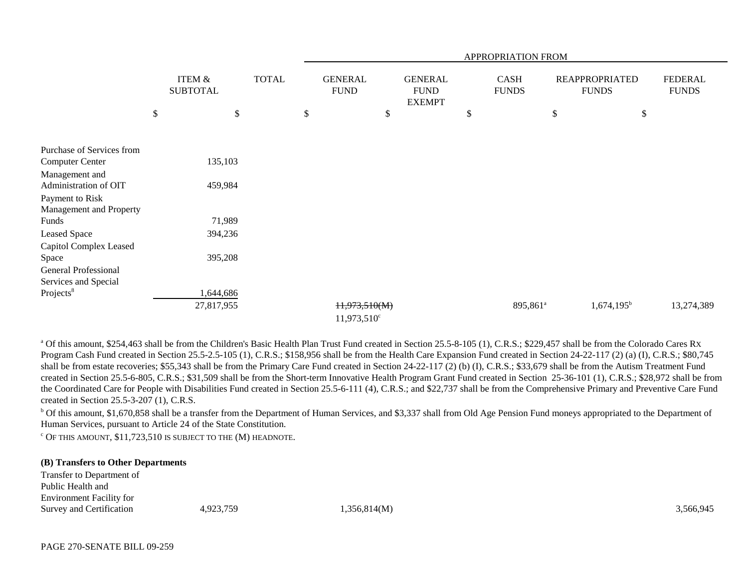| | ITEM & SUBTOTAL | TOTAL | GENERAL FUND | GENERAL FUND EXEMPT | CASH FUNDS | REAPPROPRIATED FUNDS | FEDERAL FUNDS |
|---|---|---|---|---|---|---|---|
| | | | APPROPRIATION FROM | | | | |
| | $ | $ | $ | $ | $ | $ | $ |
| Purchase of Services from Computer Center | 135,103 | | | | | | |
| Management and Administration of OIT | 459,984 | | | | | | |
| Payment to Risk Management and Property Funds | 71,989 | | | | | | |
| Leased Space | 394,236 | | | | | | |
| Capitol Complex Leased Space | 395,208 | | | | | | |
| General Professional Services and Special Projects[8] | 1,644,686 | | | | | | |
| | 27,817,955 | | ~~11,973,510(M)~~ 11,973,510[c] | | 895,861[a] | 1,674,195[b] | 13,274,389 |

[a] Of this amount, $254,463 shall be from the Children's Basic Health Plan Trust Fund created in Section 25.5-8-105 (1), C.R.S.; $229,457 shall be from the Colorado Cares Rx Program Cash Fund created in Section 25.5-2.5-105 (1), C.R.S.; $158,956 shall be from the Health Care Expansion Fund created in Section 24-22-117 (2) (a) (I), C.R.S.; $80,745 shall be from estate recoveries; $55,343 shall be from the Primary Care Fund created in Section 24-22-117 (2) (b) (I), C.R.S.; $33,679 shall be from the Autism Treatment Fund created in Section 25.5-6-805, C.R.S.; $31,509 shall be from the Short-term Innovative Health Program Grant Fund created in Section 25-36-101 (1), C.R.S.; $28,972 shall be from the Coordinated Care for People with Disabilities Fund created in Section 25.5-6-111 (4), C.R.S.; and $22,737 shall be from the Comprehensive Primary and Preventive Care Fund created in Section 25.5-3-207 (1), C.R.S.

[b] Of this amount, $1,670,858 shall be a transfer from the Department of Human Services, and $3,337 shall from Old Age Pension Fund moneys appropriated to the Department of Human Services, pursuant to Article 24 of the State Constitution.

[c] OF THIS AMOUNT, $11,723,510 IS SUBJECT TO THE (M) HEADNOTE.

**(B) Transfers to Other Departments**

| | ITEM & SUBTOTAL | TOTAL | GENERAL FUND | GENERAL FUND EXEMPT | CASH FUNDS | REAPPROPRIATED FUNDS | FEDERAL FUNDS |
|---|---|---|---|---|---|---|---|
| Transfer to Department of Public Health and Environment Facility for Survey and Certification | 4,923,759 | | 1,356,814(M) | | | | 3,566,945 |

PAGE 270-SENATE BILL 09-259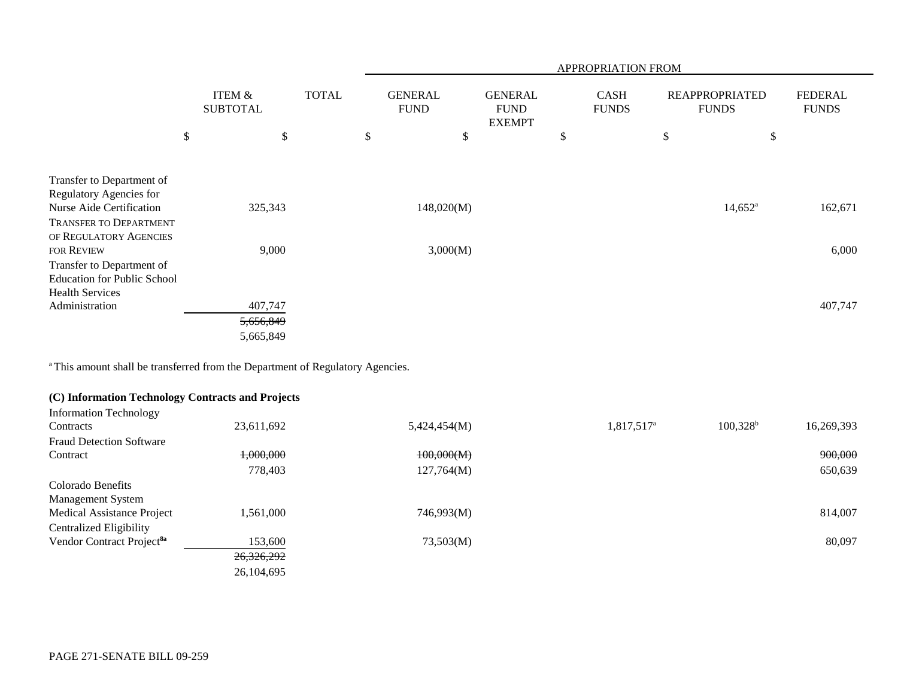| | ITEM & SUBTOTAL | TOTAL | APPROPRIATION FROM GENERAL FUND | GENERAL FUND EXEMPT | CASH FUNDS | REAPPROPRIATED FUNDS | FEDERAL FUNDS |
|---|---|---|---|---|---|---|---|
| | $ | $ | $ | $ | $ | $ | $ |
| Transfer to Department of Regulatory Agencies for Nurse Aide Certification | 325,343 | | 148,020(M) | | | 14,652[a] | 162,671 |
| TRANSFER TO DEPARTMENT OF REGULATORY AGENCIES FOR REVIEW | 9,000 | | 3,000(M) | | | | 6,000 |
| Transfer to Department of Education for Public School Health Services Administration | 407,747 | | | | | | 407,747 |
| | ~~5,656,849~~ 5,665,849 | | | | | | |

[a] This amount shall be transferred from the Department of Regulatory Agencies.

**(C) Information Technology Contracts and Projects**

| | ITEM & SUBTOTAL | TOTAL | GENERAL FUND | GENERAL FUND EXEMPT | CASH FUNDS | REAPPROPRIATED FUNDS | FEDERAL FUNDS |
|---|---|---|---|---|---|---|---|
| Information Technology Contracts | 23,611,692 | | 5,424,454(M) | | 1,817,517[a] | 100,328[b] | 16,269,393 |
| Fraud Detection Software Contract | ~~1,000,000~~ 778,403 | | ~~100,000(M)~~ 127,764(M) | | | | ~~900,000~~ 650,639 |
| Colorado Benefits Management System Medical Assistance Project | 1,561,000 | | 746,993(M) | | | | 814,007 |
| Centralized Eligibility Vendor Contract Project[8a] | 153,600 | | 73,503(M) | | | | 80,097 |
| | ~~26,326,292~~ 26,104,695 | | | | | | |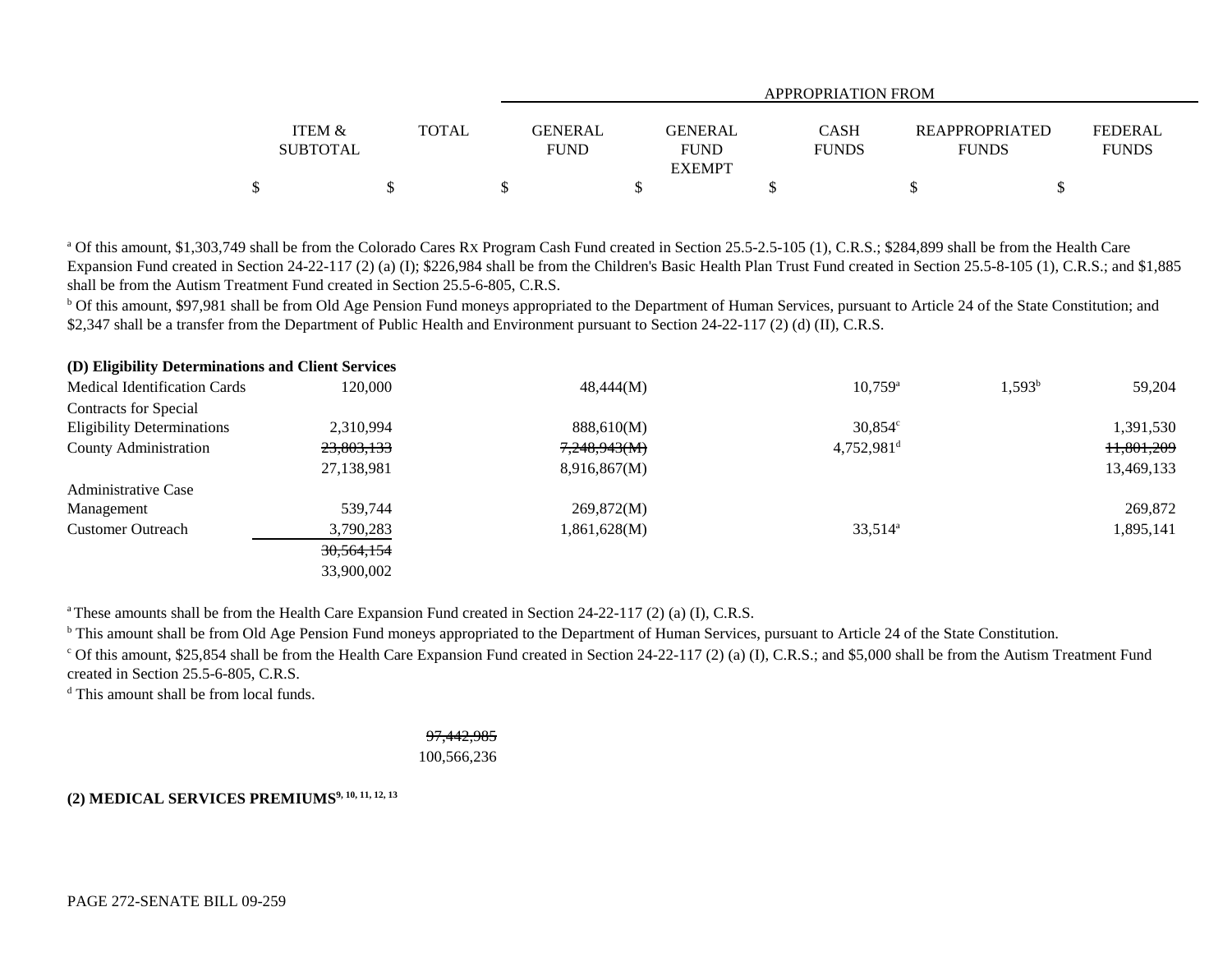| | ITEM & SUBTOTAL | TOTAL | APPROPRIATION FROM GENERAL FUND | GENERAL FUND EXEMPT | CASH FUNDS | REAPPROPRIATED FUNDS | FEDERAL FUNDS |
|---|---|---|---|---|---|---|---|
| | $ | $ | $ | $ | $ | $ | $ |

[a] Of this amount, $1,303,749 shall be from the Colorado Cares Rx Program Cash Fund created in Section 25.5-2.5-105 (1), C.R.S.; $284,899 shall be from the Health Care Expansion Fund created in Section 24-22-117 (2) (a) (I); $226,984 shall be from the Children's Basic Health Plan Trust Fund created in Section 25.5-8-105 (1), C.R.S.; and $1,885 shall be from the Autism Treatment Fund created in Section 25.5-6-805, C.R.S.

[b] Of this amount, $97,981 shall be from Old Age Pension Fund moneys appropriated to the Department of Human Services, pursuant to Article 24 of the State Constitution; and $2,347 shall be a transfer from the Department of Public Health and Environment pursuant to Section 24-22-117 (2) (d) (II), C.R.S.

**(D) Eligibility Determinations and Client Services**

| | ITEM & SUBTOTAL | TOTAL | GENERAL FUND | GENERAL FUND EXEMPT | CASH FUNDS | REAPPROPRIATED FUNDS | FEDERAL FUNDS |
|---|---|---|---|---|---|---|---|
| Medical Identification Cards | 120,000 | | 48,444(M) | | 10,759[a] | 1,593[b] | 59,204 |
| Contracts for Special Eligibility Determinations | 2,310,994 | | 888,610(M) | | 30,854[c] | | 1,391,530 |
| County Administration | ~~23,803,133~~ | | ~~7,248,943(M)~~ | | 4,752,981[d] | | ~~11,801,209~~ |
| | 27,138,981 | | 8,916,867(M) | | | | 13,469,133 |
| Administrative Case Management | 539,744 | | 269,872(M) | | | | 269,872 |
| Customer Outreach | 3,790,283 | | 1,861,628(M) | | 33,514[a] | | 1,895,141 |
| | ~~30,564,154~~ | | | | | | |
| | 33,900,002 | | | | | | |

[a] These amounts shall be from the Health Care Expansion Fund created in Section 24-22-117 (2) (a) (I), C.R.S.

[b] This amount shall be from Old Age Pension Fund moneys appropriated to the Department of Human Services, pursuant to Article 24 of the State Constitution.

[c] Of this amount, $25,854 shall be from the Health Care Expansion Fund created in Section 24-22-117 (2) (a) (I), C.R.S.; and $5,000 shall be from the Autism Treatment Fund created in Section 25.5-6-805, C.R.S.

[d] This amount shall be from local funds.

| | ITEM & SUBTOTAL | TOTAL |
|---|---|---|
| | | ~~97,442,985~~ |
| | | 100,566,236 |

**(2) MEDICAL SERVICES PREMIUMS[9, 10, 11, 12, 13]**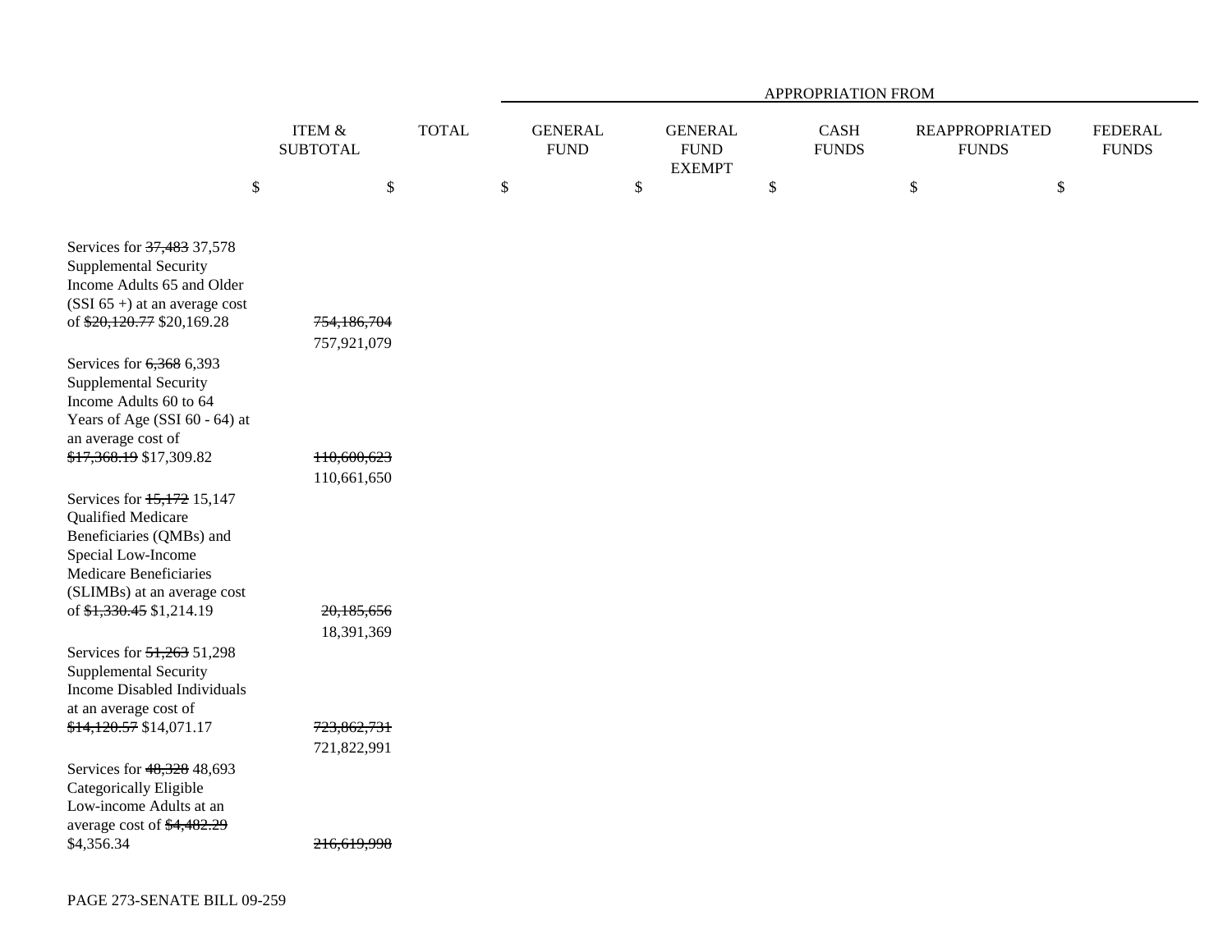| | ITEM & SUBTOTAL | TOTAL | APPROPRIATION FROM | | | | |
|---|---|---|---|---|---|---|---|
| | | | GENERAL FUND | GENERAL FUND EXEMPT | CASH FUNDS | REAPPROPRIATED FUNDS | FEDERAL FUNDS |
| | $ | $ | $ | $ | $ | $ | $ |
| Services for ~~37,483~~ 37,578 Supplemental Security Income Adults 65 and Older (SSI 65 +) at an average cost of ~~$20,120.77~~ $20,169.28 | ~~754,186,704~~ 757,921,079 | | | | | | |
| Services for ~~6,368~~ 6,393 Supplemental Security Income Adults 60 to 64 Years of Age (SSI 60 - 64) at an average cost of ~~$17,368.19~~ $17,309.82 | ~~110,600,623~~ 110,661,650 | | | | | | |
| Services for ~~15,172~~ 15,147 Qualified Medicare Beneficiaries (QMBs) and Special Low-Income Medicare Beneficiaries (SLIMBs) at an average cost of ~~$1,330.45~~ $1,214.19 | ~~20,185,656~~ 18,391,369 | | | | | | |
| Services for ~~51,263~~ 51,298 Supplemental Security Income Disabled Individuals at an average cost of ~~$14,120.57~~ $14,071.17 | ~~723,862,731~~ 721,822,991 | | | | | | |
| Services for ~~48,328~~ 48,693 Categorically Eligible Low-income Adults at an average cost of ~~$4,482.29~~ $4,356.34 | ~~216,619,998~~ | | | | | | |

PAGE 273-SENATE BILL 09-259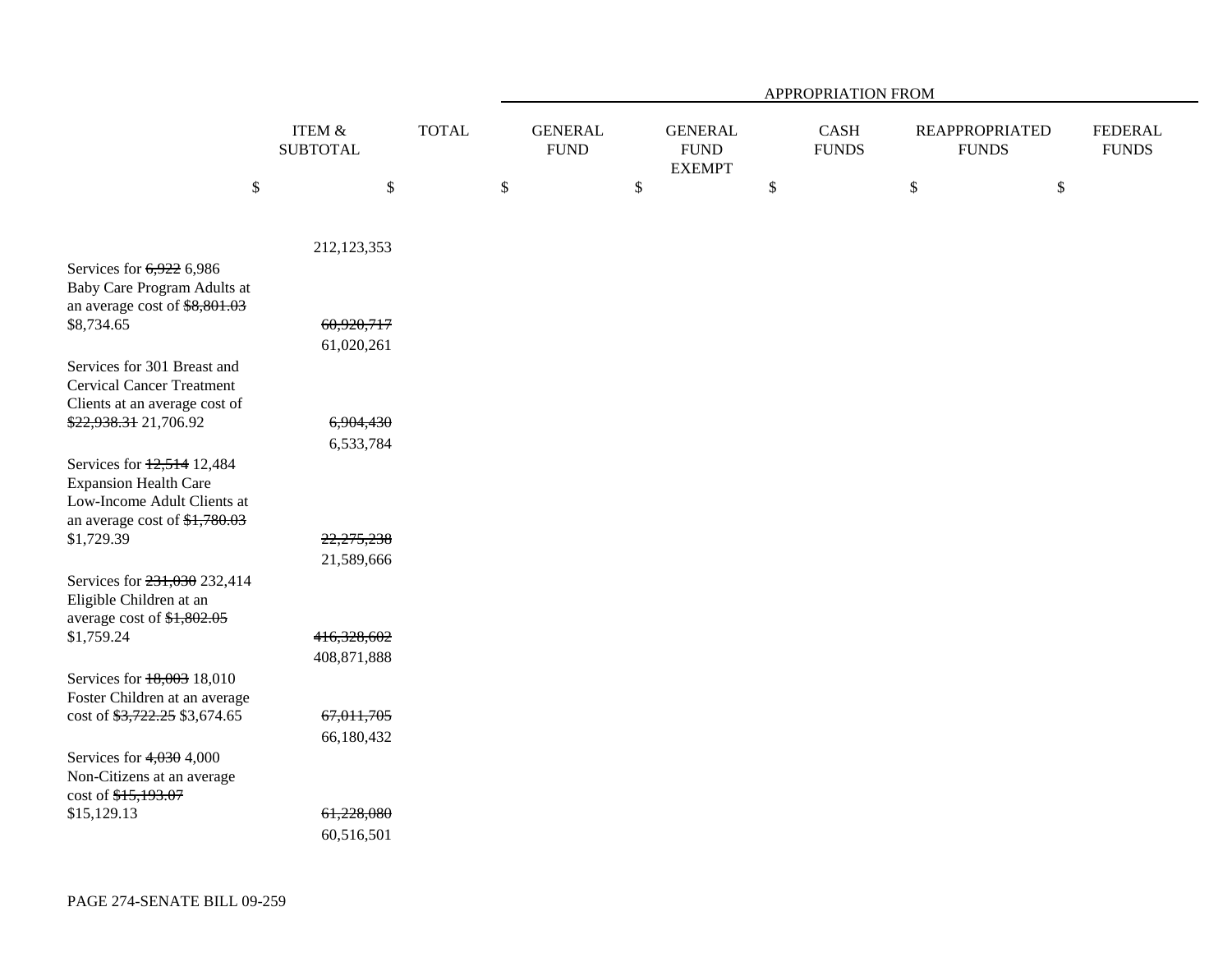| | ITEM & SUBTOTAL | TOTAL | APPROPRIATION FROM | | | | |
|---|---|---|---|---|---|---|---|
| | | | GENERAL FUND | GENERAL FUND EXEMPT | CASH FUNDS | REAPPROPRIATED FUNDS | FEDERAL FUNDS |
| | $ | $ | $ | $ | $ | $ | $ |
| | 212,123,353 | | | | | | |
| Services for ~~6,922~~ 6,986 Baby Care Program Adults at an average cost of ~~$8,801.03~~ $8,734.65 | ~~60,920,717~~ 61,020,261 | | | | | | |
| Services for 301 Breast and Cervical Cancer Treatment Clients at an average cost of ~~$22,938.31~~ 21,706.92 | ~~6,904,430~~ 6,533,784 | | | | | | |
| Services for ~~12,514~~ 12,484 Expansion Health Care Low-Income Adult Clients at an average cost of ~~$1,780.03~~ $1,729.39 | ~~22,275,238~~ 21,589,666 | | | | | | |
| Services for ~~231,030~~ 232,414 Eligible Children at an average cost of ~~$1,802.05~~ $1,759.24 | ~~416,328,602~~ 408,871,888 | | | | | | |
| Services for ~~18,003~~ 18,010 Foster Children at an average cost of ~~$3,722.25~~ $3,674.65 | ~~67,011,705~~ 66,180,432 | | | | | | |
| Services for ~~4,030~~ 4,000 Non-Citizens at an average cost of ~~$15,193.07~~ $15,129.13 | ~~61,228,080~~ 60,516,501 | | | | | | |

PAGE 274-SENATE BILL 09-259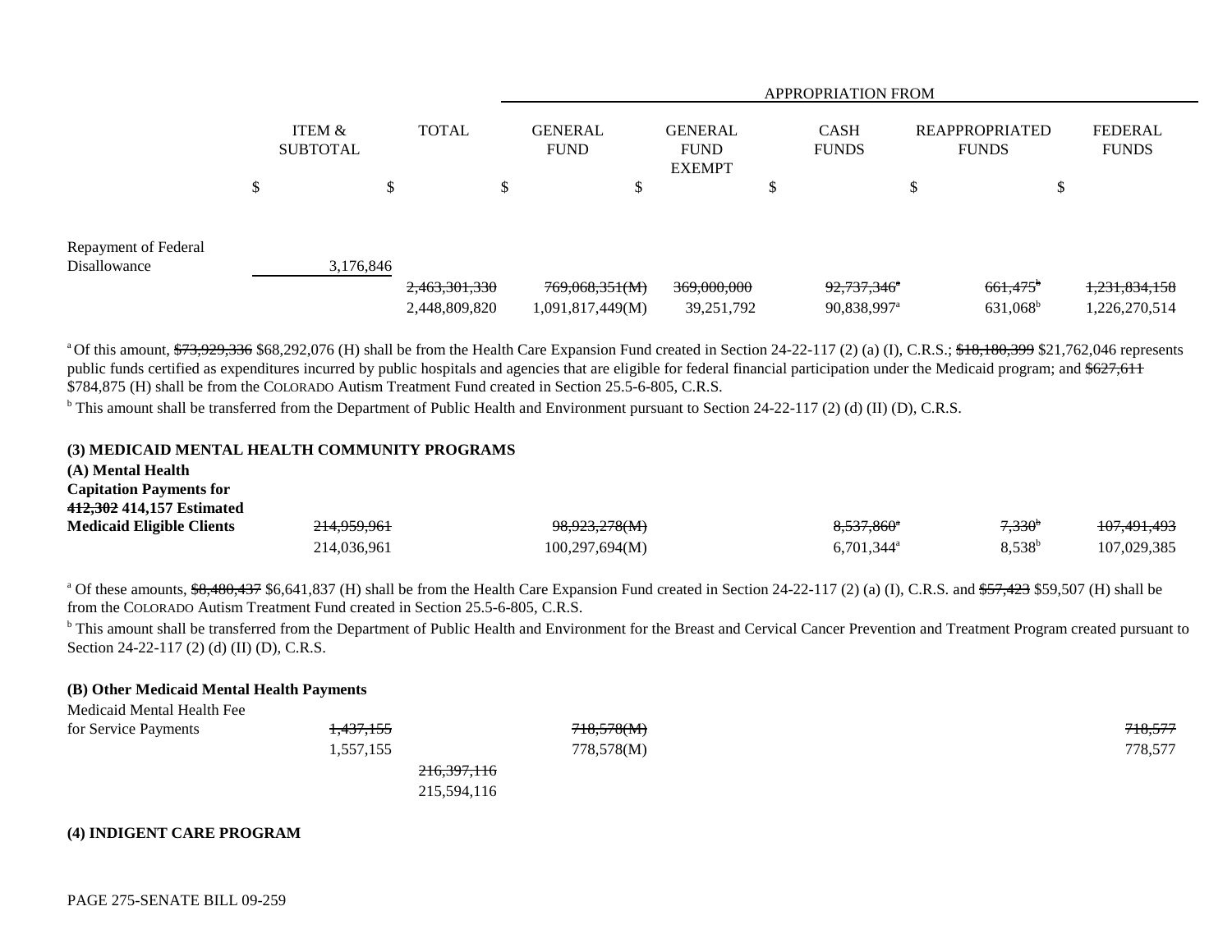| | ITEM & SUBTOTAL | TOTAL | GENERAL FUND | GENERAL FUND EXEMPT | CASH FUNDS | REAPPROPRIATED FUNDS | FEDERAL FUNDS |
|---|---|---|---|---|---|---|---|
| | | | APPROPRIATION FROM | | | | |
| | $ | $ | $ | $ | $ | $ | $ |
| Repayment of Federal Disallowance | 3,176,846 | | | | | | |
| | | ~~2,463,301,330~~ | ~~769,068,351(M)~~ | ~~369,000,000~~ | ~~92,737,346~~[a] | ~~661,475~~[b] | ~~1,231,834,158~~ |
| | | 2,448,809,820 | 1,091,817,449(M) | 39,251,792 | 90,838,997[a] | 631,068[b] | 1,226,270,514 |

[a] Of this amount, ~~$73,929,336~~ $68,292,076 (H) shall be from the Health Care Expansion Fund created in Section 24-22-117 (2) (a) (I), C.R.S.; ~~$18,180,399~~ $21,762,046 represents public funds certified as expenditures incurred by public hospitals and agencies that are eligible for federal financial participation under the Medicaid program; and ~~$627,611~~ $784,875 (H) shall be from the COLORADO Autism Treatment Fund created in Section 25.5-6-805, C.R.S.

[b] This amount shall be transferred from the Department of Public Health and Environment pursuant to Section 24-22-117 (2) (d) (II) (D), C.R.S.

**(3) MEDICAID MENTAL HEALTH COMMUNITY PROGRAMS**

**(A) Mental Health Capitation Payments for ~~412,302~~ 414,157 Estimated Medicaid Eligible Clients**

| | ITEM & SUBTOTAL | TOTAL | GENERAL FUND | GENERAL FUND EXEMPT | CASH FUNDS | REAPPROPRIATED FUNDS | FEDERAL FUNDS |
|---|---|---|---|---|---|---|---|
| Mental Health Capitation Payments for ~~412,302~~ 414,157 Estimated Medicaid Eligible Clients | ~~214,959,961~~ | | ~~98,923,278(M)~~ | | ~~8,537,860~~[a] | ~~7,330~~[b] | ~~107,491,493~~ |
| | 214,036,961 | | 100,297,694(M) | | 6,701,344[a] | 8,538[b] | 107,029,385 |

[a] Of these amounts, ~~$8,480,437~~ $6,641,837 (H) shall be from the Health Care Expansion Fund created in Section 24-22-117 (2) (a) (I), C.R.S. and ~~$57,423~~ $59,507 (H) shall be from the COLORADO Autism Treatment Fund created in Section 25.5-6-805, C.R.S.

[b] This amount shall be transferred from the Department of Public Health and Environment for the Breast and Cervical Cancer Prevention and Treatment Program created pursuant to Section 24-22-117 (2) (d) (II) (D), C.R.S.

**(B) Other Medicaid Mental Health Payments**

| | ITEM & SUBTOTAL | TOTAL | GENERAL FUND | GENERAL FUND EXEMPT | CASH FUNDS | REAPPROPRIATED FUNDS | FEDERAL FUNDS |
|---|---|---|---|---|---|---|---|
| Medicaid Mental Health Fee for Service Payments | ~~1,437,155~~ | | ~~718,578(M)~~ | | | | ~~718,577~~ |
| | 1,557,155 | | 778,578(M) | | | | 778,577 |
| | | ~~216,397,116~~ | | | | | |
| | | 215,594,116 | | | | | |

**(4) INDIGENT CARE PROGRAM**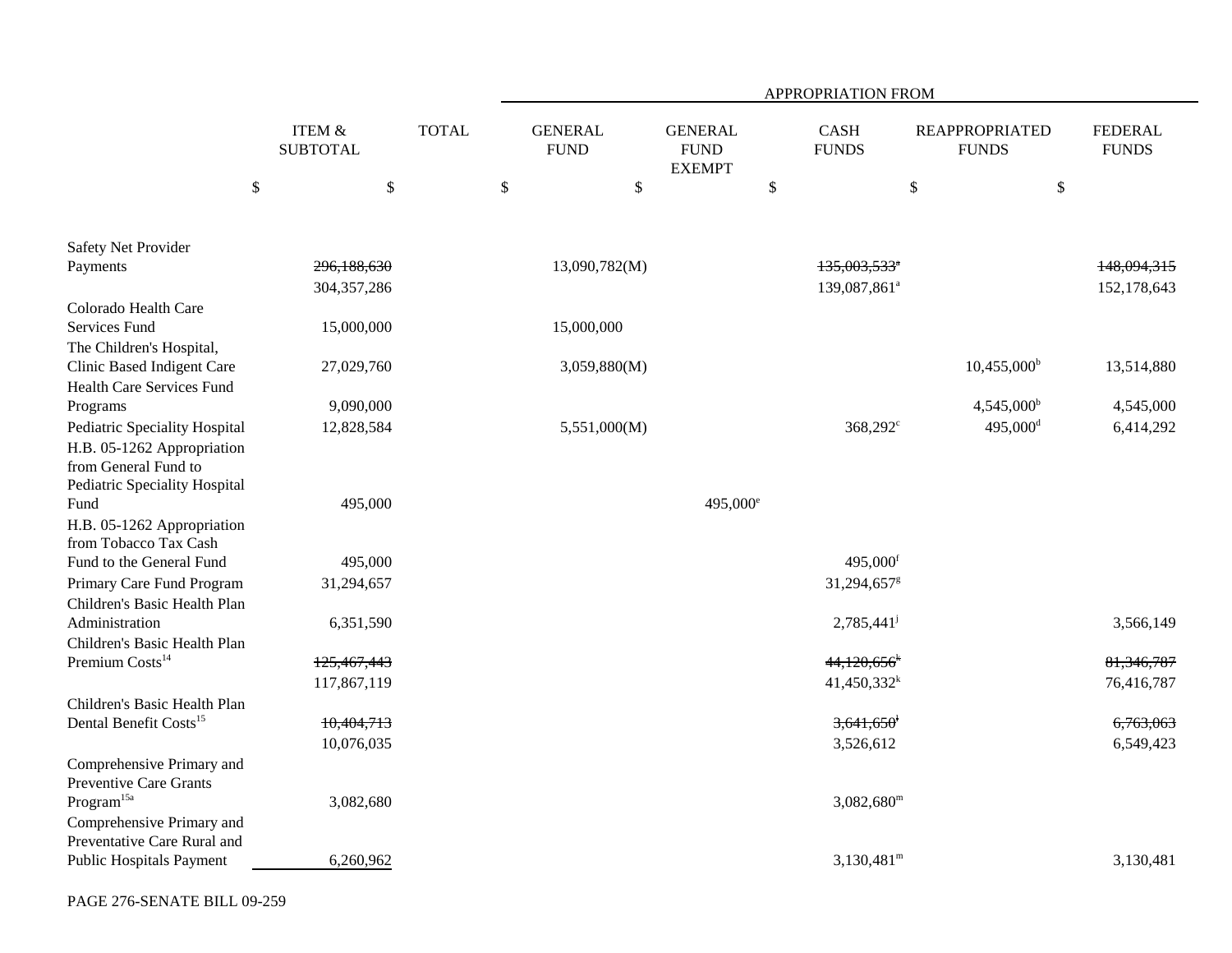| | ITEM & SUBTOTAL | TOTAL | APPROPRIATION FROM GENERAL FUND | GENERAL FUND EXEMPT | CASH FUNDS | REAPPROPRIATED FUNDS | FEDERAL FUNDS |
|---|---|---|---|---|---|---|---|
| | $ | $ | $ | $ | $ | $ | $ |
| Safety Net Provider Payments | ~~296,188,630~~ 304,357,286 | | 13,090,782(M) | | ~~135,003,533~~[a] 139,087,861[a] | | ~~148,094,315~~ 152,178,643 |
| Colorado Health Care Services Fund | 15,000,000 | | 15,000,000 | | | | |
| The Children's Hospital, Clinic Based Indigent Care | 27,029,760 | | 3,059,880(M) | | | 10,455,000[b] | 13,514,880 |
| Health Care Services Fund Programs | 9,090,000 | | | | | 4,545,000[b] | 4,545,000 |
| Pediatric Speciality Hospital | 12,828,584 | | 5,551,000(M) | | 368,292[c] | 495,000[d] | 6,414,292 |
| H.B. 05-1262 Appropriation from General Fund to Pediatric Speciality Hospital Fund | 495,000 | | | 495,000[e] | | | |
| H.B. 05-1262 Appropriation from Tobacco Tax Cash Fund to the General Fund | 495,000 | | | | 495,000[f] | | |
| Primary Care Fund Program | 31,294,657 | | | | 31,294,657[g] | | |
| Children's Basic Health Plan Administration | 6,351,590 | | | | 2,785,441[j] | | 3,566,149 |
| Children's Basic Health Plan Premium Costs[14] | ~~125,467,443~~ 117,867,119 | | | | ~~44,120,656~~[k] 41,450,332[k] | | ~~81,346,787~~ 76,416,787 |
| Children's Basic Health Plan Dental Benefit Costs[15] | ~~10,404,713~~ 10,076,035 | | | | ~~3,641,650~~[l] 3,526,612 | | ~~6,763,063~~ 6,549,423 |
| Comprehensive Primary and Preventive Care Grants Program[15a] | 3,082,680 | | | | 3,082,680[m] | | |
| Comprehensive Primary and Preventative Care Rural and Public Hospitals Payment | 6,260,962 | | | | 3,130,481[m] | | 3,130,481 |

PAGE 276-SENATE BILL 09-259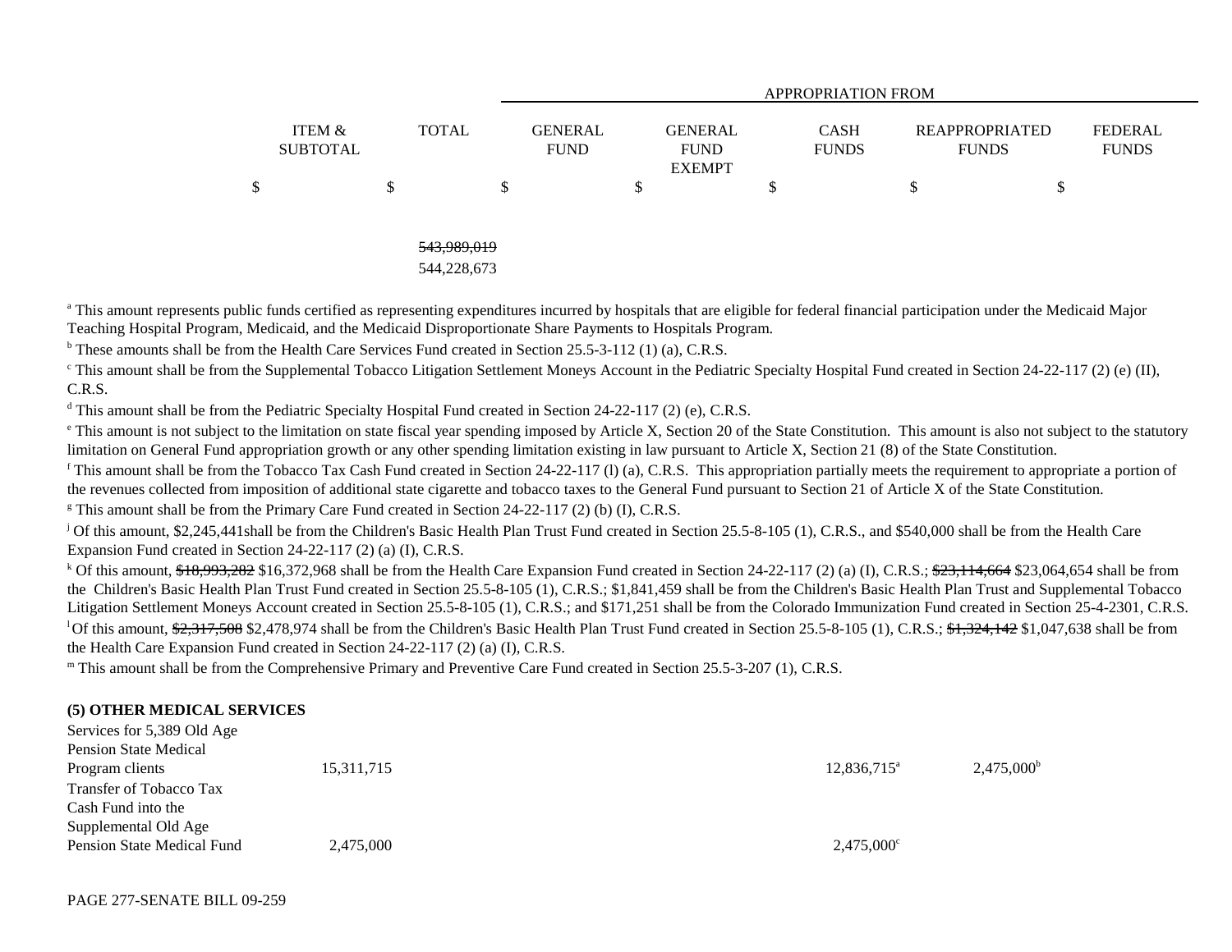| | ITEM & SUBTOTAL | TOTAL | GENERAL FUND | GENERAL FUND EXEMPT | CASH FUNDS | REAPPROPRIATED FUNDS | FEDERAL FUNDS |
|---|---|---|---|---|---|---|---|
| | | | APPROPRIATION FROM | | | | |
| | $ | $ | $ | $ | $ | $ | $ |
| | | ~~543,989,019~~ 544,228,673 | | | | | |

[a] This amount represents public funds certified as representing expenditures incurred by hospitals that are eligible for federal financial participation under the Medicaid Major Teaching Hospital Program, Medicaid, and the Medicaid Disproportionate Share Payments to Hospitals Program.

[b] These amounts shall be from the Health Care Services Fund created in Section 25.5-3-112 (1) (a), C.R.S.

[c] This amount shall be from the Supplemental Tobacco Litigation Settlement Moneys Account in the Pediatric Specialty Hospital Fund created in Section 24-22-117 (2) (e) (II), C.R.S.

[d] This amount shall be from the Pediatric Specialty Hospital Fund created in Section 24-22-117 (2) (e), C.R.S.

[e] This amount is not subject to the limitation on state fiscal year spending imposed by Article X, Section 20 of the State Constitution. This amount is also not subject to the statutory limitation on General Fund appropriation growth or any other spending limitation existing in law pursuant to Article X, Section 21 (8) of the State Constitution.

[f] This amount shall be from the Tobacco Tax Cash Fund created in Section 24-22-117 (l) (a), C.R.S. This appropriation partially meets the requirement to appropriate a portion of the revenues collected from imposition of additional state cigarette and tobacco taxes to the General Fund pursuant to Section 21 of Article X of the State Constitution.

[g] This amount shall be from the Primary Care Fund created in Section 24-22-117 (2) (b) (I), C.R.S.

[j] Of this amount, $2,245,441shall be from the Children's Basic Health Plan Trust Fund created in Section 25.5-8-105 (1), C.R.S., and $540,000 shall be from the Health Care Expansion Fund created in Section 24-22-117 (2) (a) (I), C.R.S.

[k] Of this amount, ~~$18,993,282~~ $16,372,968 shall be from the Health Care Expansion Fund created in Section 24-22-117 (2) (a) (I), C.R.S.; ~~$23,114,664~~ $23,064,654 shall be from the Children's Basic Health Plan Trust Fund created in Section 25.5-8-105 (1), C.R.S.; $1,841,459 shall be from the Children's Basic Health Plan Trust and Supplemental Tobacco Litigation Settlement Moneys Account created in Section 25.5-8-105 (1), C.R.S.; and $171,251 shall be from the Colorado Immunization Fund created in Section 25-4-2301, C.R.S.

[l] Of this amount, ~~$2,317,508~~ $2,478,974 shall be from the Children's Basic Health Plan Trust Fund created in Section 25.5-8-105 (1), C.R.S.; ~~$1,324,142~~ $1,047,638 shall be from the Health Care Expansion Fund created in Section 24-22-117 (2) (a) (I), C.R.S.

[m] This amount shall be from the Comprehensive Primary and Preventive Care Fund created in Section 25.5-3-207 (1), C.R.S.

**(5) OTHER MEDICAL SERVICES**

| | ITEM & SUBTOTAL | TOTAL | GENERAL FUND | GENERAL FUND EXEMPT | CASH FUNDS | REAPPROPRIATED FUNDS | FEDERAL FUNDS |
|---|---|---|---|---|---|---|---|
| Services for 5,389 Old Age Pension State Medical Program clients | 15,311,715 | | | | 12,836,715[a] | 2,475,000[b] | |
| Transfer of Tobacco Tax Cash Fund into the Supplemental Old Age Pension State Medical Fund | 2,475,000 | | | | 2,475,000[c] | | |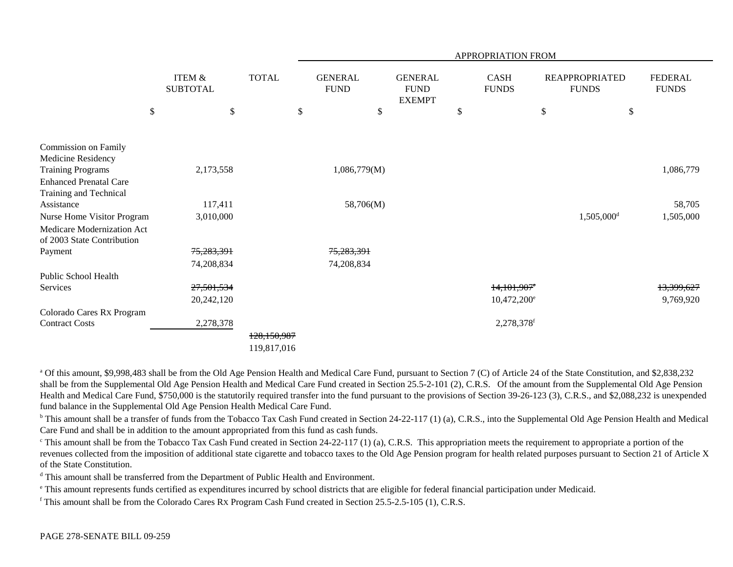| | ITEM & SUBTOTAL | TOTAL | APPROPRIATION FROM | | | | |
|---|---|---|---|---|---|---|---|
| | | | GENERAL FUND | GENERAL FUND EXEMPT | CASH FUNDS | REAPPROPRIATED FUNDS | FEDERAL FUNDS |
| | $ | $ | $ | $ | $ | $ | $ |
| Commission on Family Medicine Residency Training Programs | 2,173,558 | | 1,086,779(M) | | | | 1,086,779 |
| Enhanced Prenatal Care Training and Technical Assistance | 117,411 | | 58,706(M) | | | | 58,705 |
| Nurse Home Visitor Program | 3,010,000 | | | | | 1,505,000[d] | 1,505,000 |
| Medicare Modernization Act of 2003 State Contribution Payment | ~~75,283,391~~ 74,208,834 | | ~~75,283,391~~ 74,208,834 | | | | |
| Public School Health Services | ~~27,501,534~~ 20,242,120 | | | | ~~14,101,907~~[e] 10,472,200[e] | | ~~13,399,627~~ 9,769,920 |
| Colorado Cares Rx Program Contract Costs | 2,278,378 | | | | 2,278,378[f] | | |
| | | ~~128,150,987~~ 119,817,016 | | | | | |

[a] Of this amount, $9,998,483 shall be from the Old Age Pension Health and Medical Care Fund, pursuant to Section 7 (C) of Article 24 of the State Constitution, and $2,838,232 shall be from the Supplemental Old Age Pension Health and Medical Care Fund created in Section 25.5-2-101 (2), C.R.S. Of the amount from the Supplemental Old Age Pension Health and Medical Care Fund, $750,000 is the statutorily required transfer into the fund pursuant to the provisions of Section 39-26-123 (3), C.R.S., and $2,088,232 is unexpended fund balance in the Supplemental Old Age Pension Health Medical Care Fund.

[b] This amount shall be a transfer of funds from the Tobacco Tax Cash Fund created in Section 24-22-117 (1) (a), C.R.S., into the Supplemental Old Age Pension Health and Medical Care Fund and shall be in addition to the amount appropriated from this fund as cash funds.

[c] This amount shall be from the Tobacco Tax Cash Fund created in Section 24-22-117 (1) (a), C.R.S. This appropriation meets the requirement to appropriate a portion of the revenues collected from the imposition of additional state cigarette and tobacco taxes to the Old Age Pension program for health related purposes pursuant to Section 21 of Article X of the State Constitution.

[d] This amount shall be transferred from the Department of Public Health and Environment.

[e] This amount represents funds certified as expenditures incurred by school districts that are eligible for federal financial participation under Medicaid.

[f] This amount shall be from the Colorado Cares Rx Program Cash Fund created in Section 25.5-2.5-105 (1), C.R.S.

PAGE 278-SENATE BILL 09-259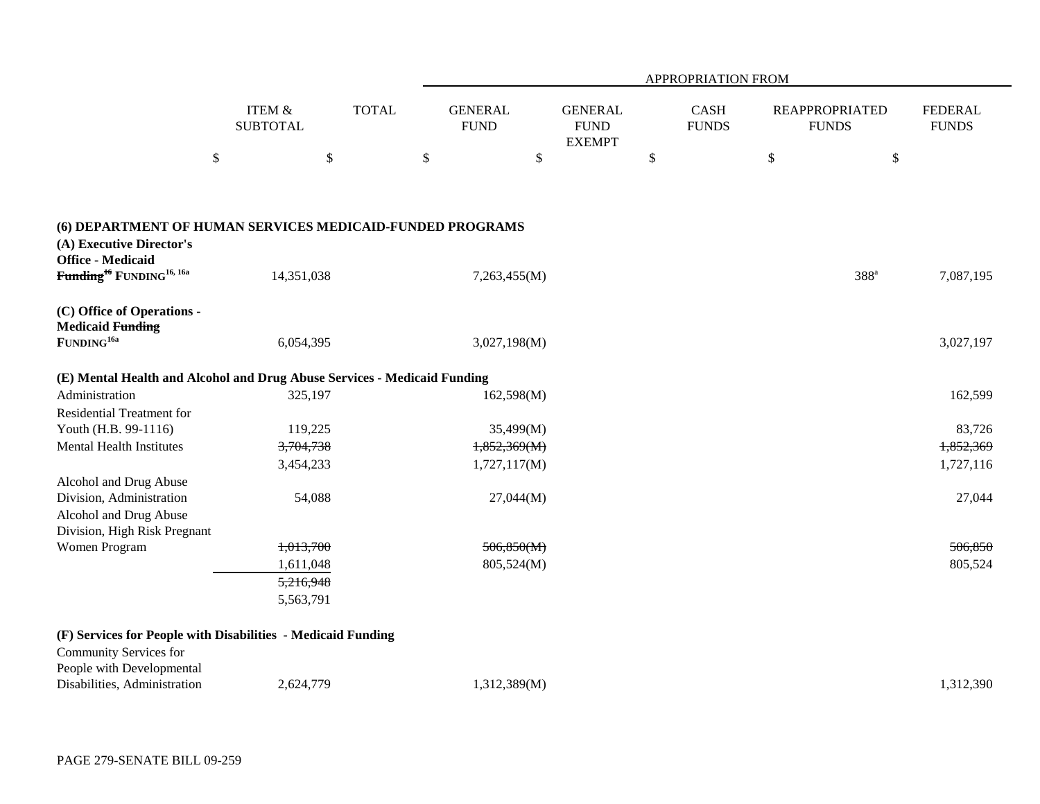| | ITEM & SUBTOTAL | TOTAL | APPROPRIATION FROM GENERAL FUND | GENERAL FUND EXEMPT | CASH FUNDS | REAPPROPRIATED FUNDS | FEDERAL FUNDS |
|---|---|---|---|---|---|---|---|
| | $ | $ | $ | $ | $ | $ | $ |
| **(6) DEPARTMENT OF HUMAN SERVICES MEDICAID-FUNDED PROGRAMS** | | | | | | | |
| **(A) Executive Director's Office - Medicaid ~~Funding~~[16] FUNDING[16, 16a]** | 14,351,038 | | 7,263,455(M) | | | 388[a] | 7,087,195 |
| **(C) Office of Operations - Medicaid ~~Funding~~ FUNDING[16a]** | 6,054,395 | | 3,027,198(M) | | | | 3,027,197 |
| **(E) Mental Health and Alcohol and Drug Abuse Services - Medicaid Funding** | | | | | | | |
| Administration | 325,197 | | 162,598(M) | | | | 162,599 |
| Residential Treatment for Youth (H.B. 99-1116) | 119,225 | | 35,499(M) | | | | 83,726 |
| Mental Health Institutes | ~~3,704,738~~ | | ~~1,852,369(M)~~ | | | | ~~1,852,369~~ |
| | 3,454,233 | | 1,727,117(M) | | | | 1,727,116 |
| Alcohol and Drug Abuse Division, Administration | 54,088 | | 27,044(M) | | | | 27,044 |
| Alcohol and Drug Abuse Division, High Risk Pregnant Women Program | ~~1,013,700~~ | | ~~506,850(M)~~ | | | | ~~506,850~~ |
| | 1,611,048 | | 805,524(M) | | | | 805,524 |
| | ~~5,216,948~~ | | | | | | |
| | 5,563,791 | | | | | | |
| **(F) Services for People with Disabilities - Medicaid Funding** | | | | | | | |
| Community Services for People with Developmental Disabilities, Administration | 2,624,779 | | 1,312,389(M) | | | | 1,312,390 |

PAGE 279-SENATE BILL 09-259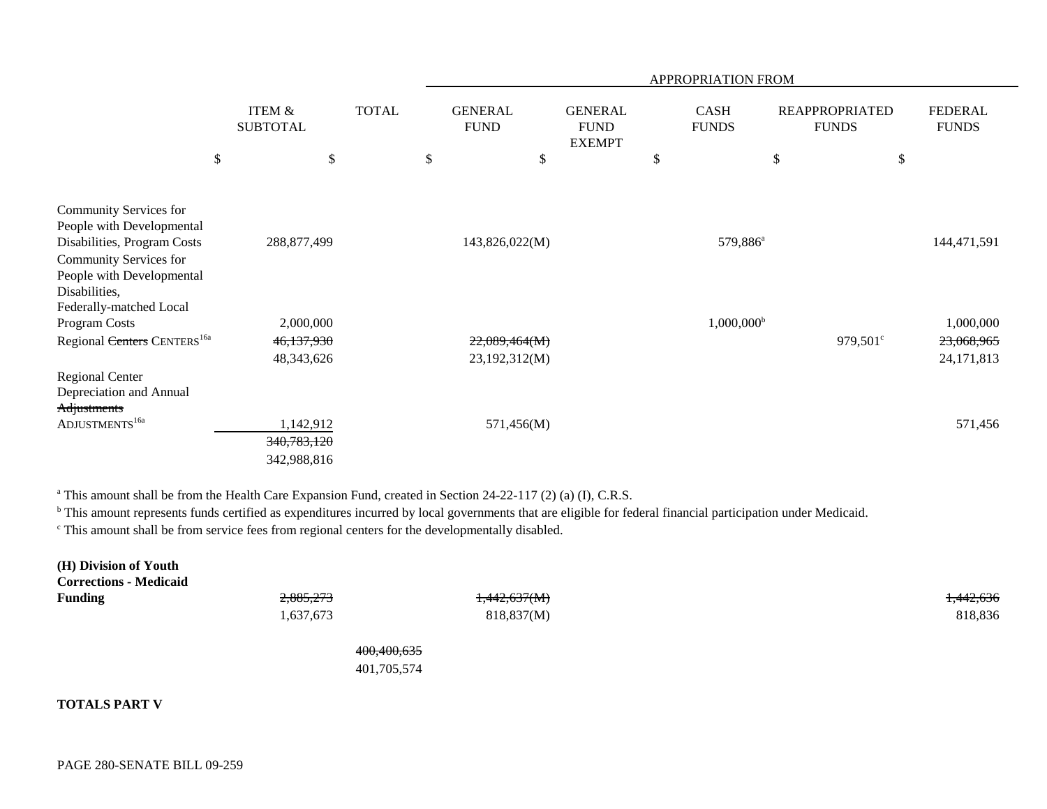| | ITEM & SUBTOTAL | TOTAL | APPROPRIATION FROM GENERAL FUND | GENERAL FUND EXEMPT | CASH FUNDS | REAPPROPRIATED FUNDS | FEDERAL FUNDS |
|---|---|---|---|---|---|---|---|
| | $ | $ | $ | $ | $ | $ | $ |
| Community Services for People with Developmental Disabilities, Program Costs | 288,877,499 | | 143,826,022(M) | | 579,886[a] | | 144,471,591 |
| Community Services for People with Developmental Disabilities, Federally-matched Local Program Costs | 2,000,000 | | | | 1,000,000[b] | | 1,000,000 |
| Regional ~~Centers~~ CENTERS[16a] | ~~46,137,930~~ 48,343,626 | | ~~22,089,464(M)~~ 23,192,312(M) | | | 979,501[c] | ~~23,068,965~~ 24,171,813 |
| Regional Center Depreciation and Annual ~~Adjustments~~ ADJUSTMENTS[16a] | 1,142,912 | | 571,456(M) | | | | 571,456 |
| | ~~340,783,120~~ 342,988,816 | | | | | | |

[a] This amount shall be from the Health Care Expansion Fund, created in Section 24-22-117 (2) (a) (I), C.R.S.
[b] This amount represents funds certified as expenditures incurred by local governments that are eligible for federal financial participation under Medicaid.
[c] This amount shall be from service fees from regional centers for the developmentally disabled.

| | ITEM & SUBTOTAL | TOTAL | GENERAL FUND | GENERAL FUND EXEMPT | CASH FUNDS | REAPPROPRIATED FUNDS | FEDERAL FUNDS |
|---|---|---|---|---|---|---|---|
| **(H) Division of Youth Corrections - Medicaid Funding** | ~~2,885,273~~ 1,637,673 | | ~~1,442,637(M)~~ 818,837(M) | | | | ~~1,442,636~~ 818,836 |
| | | ~~400,400,635~~ 401,705,574 | | | | | |

**TOTALS PART V**

PAGE 280-SENATE BILL 09-259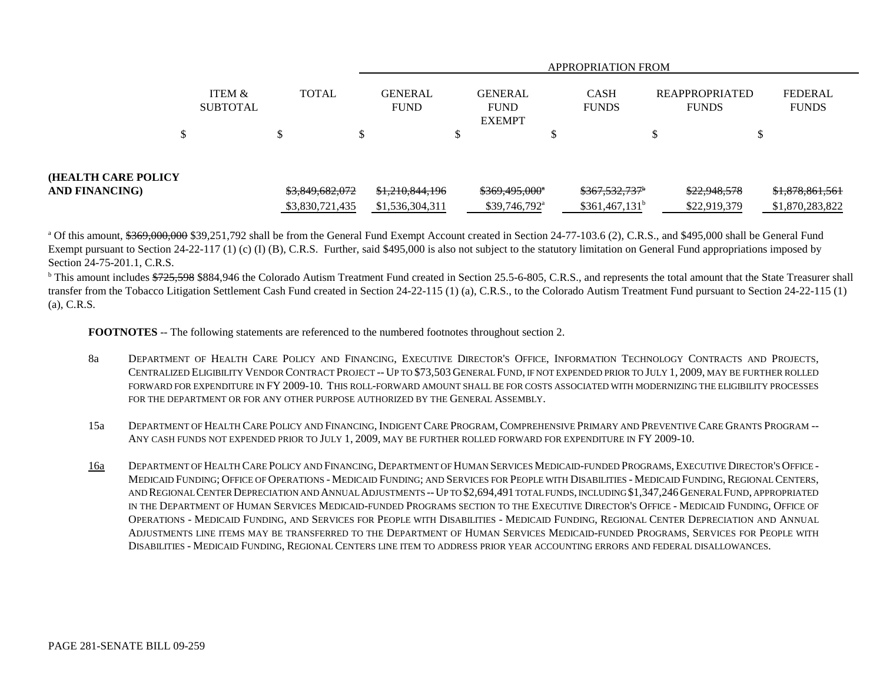| | ITEM & SUBTOTAL | TOTAL | APPROPRIATION FROM GENERAL FUND | GENERAL FUND EXEMPT | CASH FUNDS | REAPPROPRIATED FUNDS | FEDERAL FUNDS |
|---|---|---|---|---|---|---|---|
| | $ | $ | $ | $ | $ | $ | $ |
| **(HEALTH CARE POLICY AND FINANCING)** | | ~~$3,849,682,072~~ | ~~$1,210,844,196~~ | ~~$369,495,000~~[a] | ~~$367,532,737~~[b] | ~~$22,948,578~~ | ~~$1,878,861,561~~ |
| | | $3,830,721,435 | $1,536,304,311 | $39,746,792[a] | $361,467,131[b] | $22,919,379 | $1,870,283,822 |

[a] Of this amount, ~~$369,000,000~~ $39,251,792 shall be from the General Fund Exempt Account created in Section 24-77-103.6 (2), C.R.S., and $495,000 shall be General Fund Exempt pursuant to Section 24-22-117 (1) (c) (I) (B), C.R.S. Further, said $495,000 is also not subject to the statutory limitation on General Fund appropriations imposed by Section 24-75-201.1, C.R.S.

[b] This amount includes ~~$725,598~~ $884,946 the Colorado Autism Treatment Fund created in Section 25.5-6-805, C.R.S., and represents the total amount that the State Treasurer shall transfer from the Tobacco Litigation Settlement Cash Fund created in Section 24-22-115 (1) (a), C.R.S., to the Colorado Autism Treatment Fund pursuant to Section 24-22-115 (1) (a), C.R.S.

**FOOTNOTES** -- The following statements are referenced to the numbered footnotes throughout section 2.

8a DEPARTMENT OF HEALTH CARE POLICY AND FINANCING, EXECUTIVE DIRECTOR'S OFFICE, INFORMATION TECHNOLOGY CONTRACTS AND PROJECTS, CENTRALIZED ELIGIBILITY VENDOR CONTRACT PROJECT -- UP TO $73,503 GENERAL FUND, IF NOT EXPENDED PRIOR TO JULY 1, 2009, MAY BE FURTHER ROLLED FORWARD FOR EXPENDITURE IN FY 2009-10. THIS ROLL-FORWARD AMOUNT SHALL BE FOR COSTS ASSOCIATED WITH MODERNIZING THE ELIGIBILITY PROCESSES FOR THE DEPARTMENT OR FOR ANY OTHER PURPOSE AUTHORIZED BY THE GENERAL ASSEMBLY.

15a DEPARTMENT OF HEALTH CARE POLICY AND FINANCING, INDIGENT CARE PROGRAM, COMPREHENSIVE PRIMARY AND PREVENTIVE CARE GRANTS PROGRAM -- ANY CASH FUNDS NOT EXPENDED PRIOR TO JULY 1, 2009, MAY BE FURTHER ROLLED FORWARD FOR EXPENDITURE IN FY 2009-10.

16a DEPARTMENT OF HEALTH CARE POLICY AND FINANCING, DEPARTMENT OF HUMAN SERVICES MEDICAID-FUNDED PROGRAMS, EXECUTIVE DIRECTOR'S OFFICE - MEDICAID FUNDING; OFFICE OF OPERATIONS - MEDICAID FUNDING; AND SERVICES FOR PEOPLE WITH DISABILITIES - MEDICAID FUNDING, REGIONAL CENTERS, AND REGIONAL CENTER DEPRECIATION AND ANNUAL ADJUSTMENTS -- UP TO $2,694,491 TOTAL FUNDS, INCLUDING $1,347,246 GENERAL FUND, APPROPRIATED IN THE DEPARTMENT OF HUMAN SERVICES MEDICAID-FUNDED PROGRAMS SECTION TO THE EXECUTIVE DIRECTOR'S OFFICE - MEDICAID FUNDING, OFFICE OF OPERATIONS - MEDICAID FUNDING, AND SERVICES FOR PEOPLE WITH DISABILITIES - MEDICAID FUNDING, REGIONAL CENTER DEPRECIATION AND ANNUAL ADJUSTMENTS LINE ITEMS MAY BE TRANSFERRED TO THE DEPARTMENT OF HUMAN SERVICES MEDICAID-FUNDED PROGRAMS, SERVICES FOR PEOPLE WITH DISABILITIES - MEDICAID FUNDING, REGIONAL CENTERS LINE ITEM TO ADDRESS PRIOR YEAR ACCOUNTING ERRORS AND FEDERAL DISALLOWANCES.